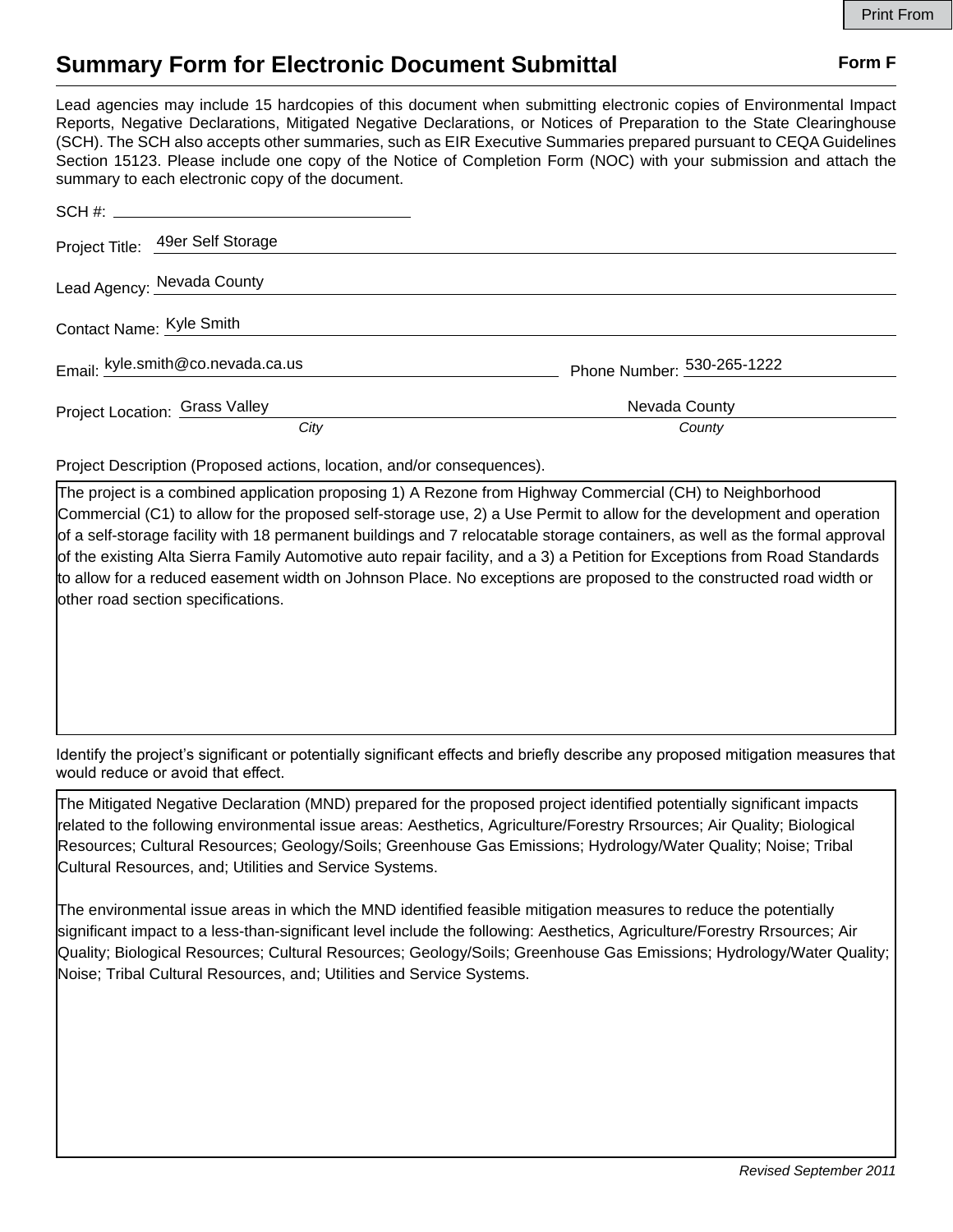# Summary Form for Electronic Document Submittal

**Form F**

Lead agencies may include 15 hardcopies of this document when submitting electronic copies of Environmental Impact Reports, Negative Declarations, Mitigated Negative Declarations, or Notices of Preparation to the State Clearinghouse (SCH). The SCH also accepts other summaries, such as EIR Executive Summaries prepared pursuant to CEQA Guidelines Section 15123. Please include one copy of the Notice of Completion Form (NOC) with your submission and attach the summary to each electronic copy of the document.

SCH #: 

Project Title: 49er Self Storage

Lead Agency: Nevada County

Contact Name: Kyle Smith

Email: kyle.smith@co.nevada.ca.us

Phone Number: 530-265-1222

Project Location: Grass Valley (*City*), Nevada County (*County*)

Project Description (Proposed actions, location, and/or consequences).

The project is a combined application proposing 1) A Rezone from Highway Commercial (CH) to Neighborhood Commercial (C1) to allow for the proposed self-storage use, 2) a Use Permit to allow for the development and operation of a self-storage facility with 18 permanent buildings and 7 relocatable storage containers, as well as the formal approval of the existing Alta Sierra Family Automotive auto repair facility, and a 3) a Petition for Exceptions from Road Standards to allow for a reduced easement width on Johnson Place. No exceptions are proposed to the constructed road width or other road section specifications.

Identify the project's significant or potentially significant effects and briefly describe any proposed mitigation measures that would reduce or avoid that effect.

The Mitigated Negative Declaration (MND) prepared for the proposed project identified potentially significant impacts related to the following environmental issue areas: Aesthetics, Agriculture/Forestry Rrsources; Air Quality; Biological Resources; Cultural Resources; Geology/Soils; Greenhouse Gas Emissions; Hydrology/Water Quality; Noise; Tribal Cultural Resources, and; Utilities and Service Systems.

The environmental issue areas in which the MND identified feasible mitigation measures to reduce the potentially significant impact to a less-than-significant level include the following: Aesthetics, Agriculture/Forestry Rrsources; Air Quality; Biological Resources; Cultural Resources; Geology/Soils; Greenhouse Gas Emissions; Hydrology/Water Quality; Noise; Tribal Cultural Resources, and; Utilities and Service Systems.

*Revised September 2011*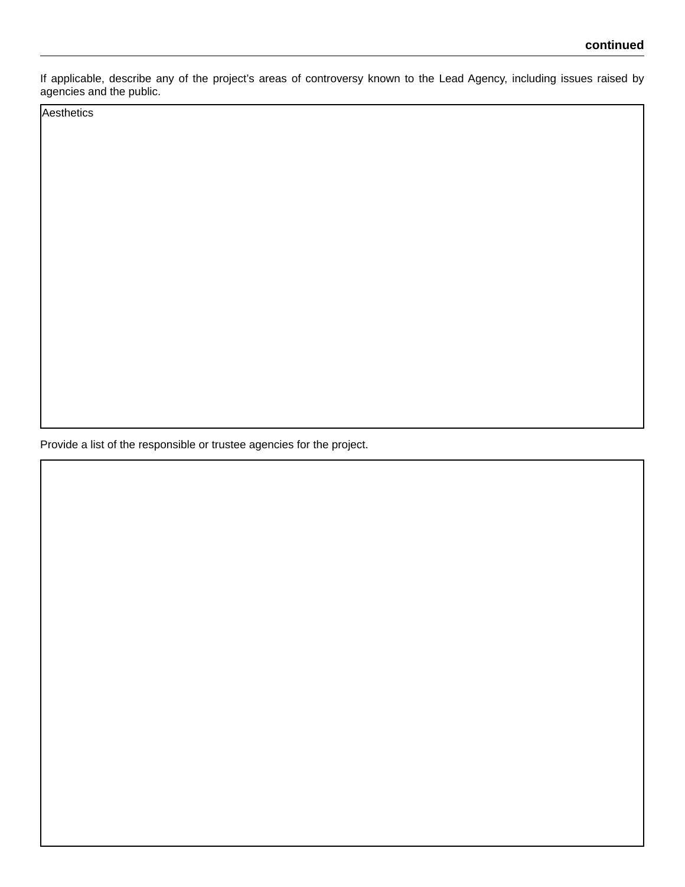**continued**

If applicable, describe any of the project's areas of controversy known to the Lead Agency, including issues raised by agencies and the public.

Aesthetics

Provide a list of the responsible or trustee agencies for the project.